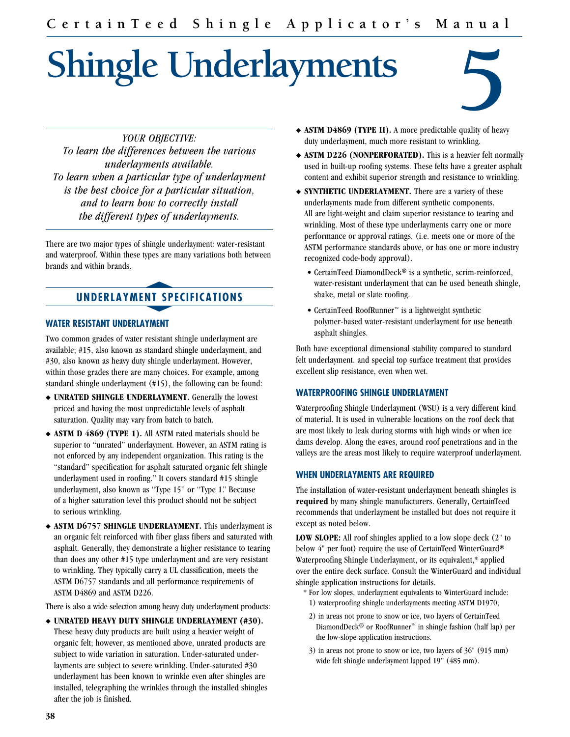# Shingle Underlayments

5

*YOUR OBJECTIVE:*
*To learn the differences between the various underlayments available.*
*To learn when a particular type of underlayment is the best choice for a particular situation, and to learn how to correctly install the different types of underlayments.*

There are two major types of shingle underlayment: water-resistant and waterproof. Within these types are many variations both between brands and within brands.

## UNDERLAYMENT SPECIFICATIONS

### WATER RESISTANT UNDERLAYMENT

Two common grades of water resistant shingle underlayment are available; #15, also known as standard shingle underlayment, and #30, also known as heavy duty shingle underlayment. However, within those grades there are many choices. For example, among standard shingle underlayment (#15), the following can be found:

- **UNRATED SHINGLE UNDERLAYMENT.** Generally the lowest priced and having the most unpredictable levels of asphalt saturation. Quality may vary from batch to batch.
- **ASTM D 4869 (TYPE 1).** All ASTM rated materials should be superior to "unrated" underlayment. However, an ASTM rating is not enforced by any independent organization. This rating is the "standard" specification for asphalt saturated organic felt shingle underlayment used in roofing." It covers standard #15 shingle underlayment, also known as "Type 15" or "Type 1." Because of a higher saturation level this product should not be subject to serious wrinkling.
- **ASTM D6757 SHINGLE UNDERLAYMENT.** This underlayment is an organic felt reinforced with fiber glass fibers and saturated with asphalt. Generally, they demonstrate a higher resistance to tearing than does any other #15 type underlayment and are very resistant to wrinkling. They typically carry a UL classification, meets the ASTM D6757 standards and all performance requirements of ASTM D4869 and ASTM D226.

There is also a wide selection among heavy duty underlayment products:

- **UNRATED HEAVY DUTY SHINGLE UNDERLAYMENT (#30).** These heavy duty products are built using a heavier weight of organic felt; however, as mentioned above, unrated products are subject to wide variation in saturation. Under-saturated underlayments are subject to severe wrinkling. Under-saturated #30 underlayment has been known to wrinkle even after shingles are installed, telegraphing the wrinkles through the installed shingles after the job is finished.
- **ASTM D4869 (TYPE II).** A more predictable quality of heavy duty underlayment, much more resistant to wrinkling.
- **ASTM D226 (NONPERFORATED).** This is a heavier felt normally used in built-up roofing systems. These felts have a greater asphalt content and exhibit superior strength and resistance to wrinkling.
- **SYNTHETIC UNDERLAYMENT.** There are a variety of these underlayments made from different synthetic components. All are light-weight and claim superior resistance to tearing and wrinkling. Most of these type underlayments carry one or more performance or approval ratings. (i.e. meets one or more of the ASTM performance standards above, or has one or more industry recognized code-body approval).
  - CertainTeed DiamondDeck® is a synthetic, scrim-reinforced, water-resistant underlayment that can be used beneath shingle, shake, metal or slate roofing.
  - CertainTeed RoofRunner™ is a lightweight synthetic polymer-based water-resistant underlayment for use beneath asphalt shingles.

Both have exceptional dimensional stability compared to standard felt underlayment. and special top surface treatment that provides excellent slip resistance, even when wet.

### WATERPROOFING SHINGLE UNDERLAYMENT

Waterproofing Shingle Underlayment (WSU) is a very different kind of material. It is used in vulnerable locations on the roof deck that are most likely to leak during storms with high winds or when ice dams develop. Along the eaves, around roof penetrations and in the valleys are the areas most likely to require waterproof underlayment.

### WHEN UNDERLAYMENTS ARE REQUIRED

The installation of water-resistant underlayment beneath shingles is **required** by many shingle manufacturers. Generally, CertainTeed recommends that underlayment be installed but does not require it except as noted below.

**LOW SLOPE:** All roof shingles applied to a low slope deck (2" to below 4" per foot) require the use of CertainTeed WinterGuard® Waterproofing Shingle Underlayment, or its equivalent,* applied over the entire deck surface. Consult the WinterGuard and individual shingle application instructions for details.

\* For low slopes, underlayment equivalents to WinterGuard include:
1) waterproofing shingle underlayments meeting ASTM D1970;
2) in areas not prone to snow or ice, two layers of CertainTeed DiamondDeck® or RoofRunner™ in shingle fashion (half lap) per the low-slope application instructions.
3) in areas not prone to snow or ice, two layers of 36" (915 mm) wide felt shingle underlayment lapped 19" (485 mm).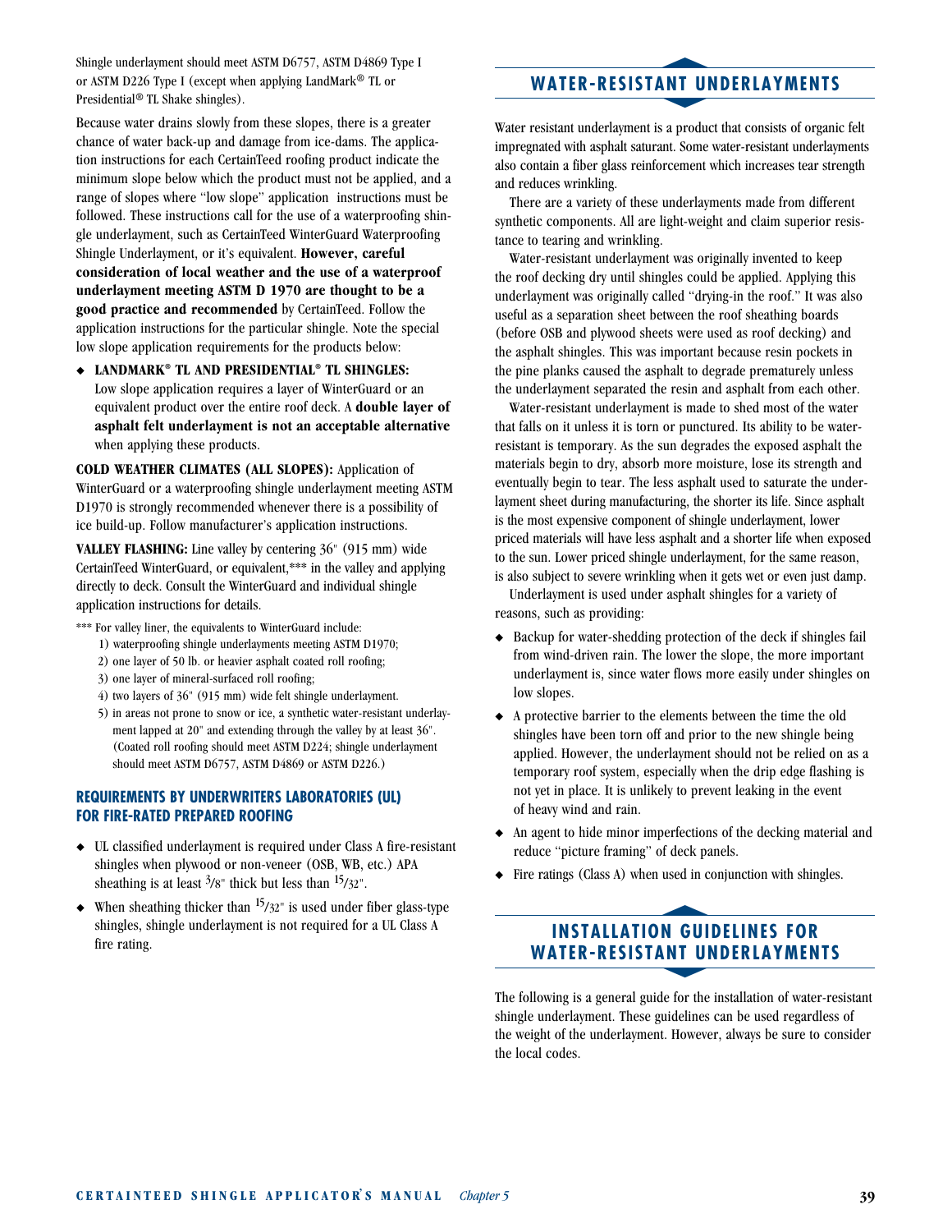Shingle underlayment should meet ASTM D6757, ASTM D4869 Type I or ASTM D226 Type I (except when applying LandMark® TL or Presidential® TL Shake shingles).

Because water drains slowly from these slopes, there is a greater chance of water back-up and damage from ice-dams. The application instructions for each CertainTeed roofing product indicate the minimum slope below which the product must not be applied, and a range of slopes where "low slope" application instructions must be followed. These instructions call for the use of a waterproofing shingle underlayment, such as CertainTeed WinterGuard Waterproofing Shingle Underlayment, or it's equivalent. **However, careful consideration of local weather and the use of a waterproof underlayment meeting ASTM D 1970 are thought to be a good practice and recommended** by CertainTeed. Follow the application instructions for the particular shingle. Note the special low slope application requirements for the products below:

- **LANDMARK® TL AND PRESIDENTIAL® TL SHINGLES:** Low slope application requires a layer of WinterGuard or an equivalent product over the entire roof deck. A **double layer of asphalt felt underlayment is not an acceptable alternative** when applying these products.

**COLD WEATHER CLIMATES (ALL SLOPES):** Application of WinterGuard or a waterproofing shingle underlayment meeting ASTM D1970 is strongly recommended whenever there is a possibility of ice build-up. Follow manufacturer's application instructions.

**VALLEY FLASHING:** Line valley by centering 36" (915 mm) wide CertainTeed WinterGuard, or equivalent,*** in the valley and applying directly to deck. Consult the WinterGuard and individual shingle application instructions for details.

*** For valley liner, the equivalents to WinterGuard include:

1) waterproofing shingle underlayments meeting ASTM D1970;
2) one layer of 50 lb. or heavier asphalt coated roll roofing;
3) one layer of mineral-surfaced roll roofing;
4) two layers of 36" (915 mm) wide felt shingle underlayment.
5) in areas not prone to snow or ice, a synthetic water-resistant underlayment lapped at 20" and extending through the valley by at least 36". (Coated roll roofing should meet ASTM D224; shingle underlayment should meet ASTM D6757, ASTM D4869 or ASTM D226.)

### REQUIREMENTS BY UNDERWRITERS LABORATORIES (UL) FOR FIRE-RATED PREPARED ROOFING

- UL classified underlayment is required under Class A fire-resistant shingles when plywood or non-veneer (OSB, WB, etc.) APA sheathing is at least 3/8" thick but less than 15/32".
- When sheathing thicker than 15/32" is used under fiber glass-type shingles, shingle underlayment is not required for a UL Class A fire rating.

## WATER-RESISTANT UNDERLAYMENTS

Water resistant underlayment is a product that consists of organic felt impregnated with asphalt saturant. Some water-resistant underlayments also contain a fiber glass reinforcement which increases tear strength and reduces wrinkling.

There are a variety of these underlayments made from different synthetic components. All are light-weight and claim superior resistance to tearing and wrinkling.

Water-resistant underlayment was originally invented to keep the roof decking dry until shingles could be applied. Applying this underlayment was originally called "drying-in the roof." It was also useful as a separation sheet between the roof sheathing boards (before OSB and plywood sheets were used as roof decking) and the asphalt shingles. This was important because resin pockets in the pine planks caused the asphalt to degrade prematurely unless the underlayment separated the resin and asphalt from each other.

Water-resistant underlayment is made to shed most of the water that falls on it unless it is torn or punctured. Its ability to be water-resistant is temporary. As the sun degrades the exposed asphalt the materials begin to dry, absorb more moisture, lose its strength and eventually begin to tear. The less asphalt used to saturate the underlayment sheet during manufacturing, the shorter its life. Since asphalt is the most expensive component of shingle underlayment, lower priced materials will have less asphalt and a shorter life when exposed to the sun. Lower priced shingle underlayment, for the same reason, is also subject to severe wrinkling when it gets wet or even just damp.

Underlayment is used under asphalt shingles for a variety of reasons, such as providing:

- Backup for water-shedding protection of the deck if shingles fail from wind-driven rain. The lower the slope, the more important underlayment is, since water flows more easily under shingles on low slopes.
- A protective barrier to the elements between the time the old shingles have been torn off and prior to the new shingle being applied. However, the underlayment should not be relied on as a temporary roof system, especially when the drip edge flashing is not yet in place. It is unlikely to prevent leaking in the event of heavy wind and rain.
- An agent to hide minor imperfections of the decking material and reduce "picture framing" of deck panels.
- Fire ratings (Class A) when used in conjunction with shingles.

## INSTALLATION GUIDELINES FOR WATER-RESISTANT UNDERLAYMENTS

The following is a general guide for the installation of water-resistant shingle underlayment. These guidelines can be used regardless of the weight of the underlayment. However, always be sure to consider the local codes.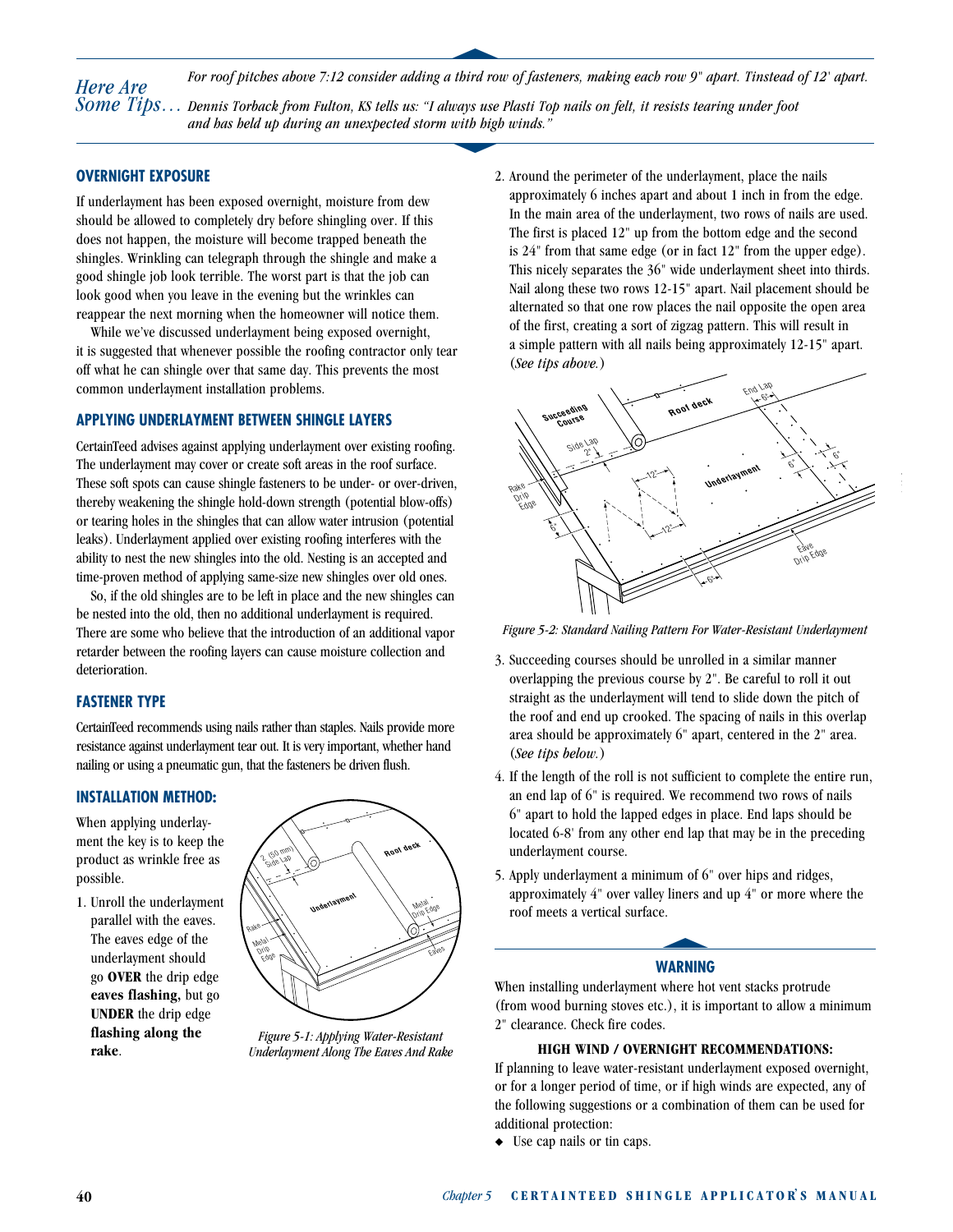*Here Are Some Tips…*

*For roof pitches above 7:12 consider adding a third row of fasteners, making each row 9" apart. Tinstead of 12' apart.*

*Dennis Torback from Fulton, KS tells us: "I always use Plasti Top nails on felt, it resists tearing under foot and has held up during an unexpected storm with high winds."*

## OVERNIGHT EXPOSURE

If underlayment has been exposed overnight, moisture from dew should be allowed to completely dry before shingling over. If this does not happen, the moisture will become trapped beneath the shingles. Wrinkling can telegraph through the shingle and make a good shingle job look terrible. The worst part is that the job can look good when you leave in the evening but the wrinkles can reappear the next morning when the homeowner will notice them.

While we've discussed underlayment being exposed overnight, it is suggested that whenever possible the roofing contractor only tear off what he can shingle over that same day. This prevents the most common underlayment installation problems.

## APPLYING UNDERLAYMENT BETWEEN SHINGLE LAYERS

CertainTeed advises against applying underlayment over existing roofing. The underlayment may cover or create soft areas in the roof surface. These soft spots can cause shingle fasteners to be under- or over-driven, thereby weakening the shingle hold-down strength (potential blow-offs) or tearing holes in the shingles that can allow water intrusion (potential leaks). Underlayment applied over existing roofing interferes with the ability to nest the new shingles into the old. Nesting is an accepted and time-proven method of applying same-size new shingles over old ones.

So, if the old shingles are to be left in place and the new shingles can be nested into the old, then no additional underlayment is required. There are some who believe that the introduction of an additional vapor retarder between the roofing layers can cause moisture collection and deterioration.

## FASTENER TYPE

CertainTeed recommends using nails rather than staples. Nails provide more resistance against underlayment tear out. It is very important, whether hand nailing or using a pneumatic gun, that the fasteners be driven flush.

## INSTALLATION METHOD:

When applying underlayment the key is to keep the product as wrinkle free as possible.

1. Unroll the underlayment parallel with the eaves. The eaves edge of the underlayment should go **OVER** the drip edge **eaves flashing,** but go **UNDER** the drip edge **flashing along the rake**.

*Figure 5-1: Applying Water-Resistant Underlayment Along The Eaves And Rake*

2. Around the perimeter of the underlayment, place the nails approximately 6 inches apart and about 1 inch in from the edge. In the main area of the underlayment, two rows of nails are used. The first is placed 12" up from the bottom edge and the second is 24" from that same edge (or in fact 12" from the upper edge). This nicely separates the 36" wide underlayment sheet into thirds. Nail along these two rows 12-15" apart. Nail placement should be alternated so that one row places the nail opposite the open area of the first, creating a sort of zigzag pattern. This will result in a simple pattern with all nails being approximately 12-15" apart. (*See tips above.*)

*Figure 5-2: Standard Nailing Pattern For Water-Resistant Underlayment*

3. Succeeding courses should be unrolled in a similar manner overlapping the previous course by 2". Be careful to roll it out straight as the underlayment will tend to slide down the pitch of the roof and end up crooked. The spacing of nails in this overlap area should be approximately 6" apart, centered in the 2" area. (*See tips below.*)
4. If the length of the roll is not sufficient to complete the entire run, an end lap of 6" is required. We recommend two rows of nails 6" apart to hold the lapped edges in place. End laps should be located 6-8' from any other end lap that may be in the preceding underlayment course.
5. Apply underlayment a minimum of 6" over hips and ridges, approximately 4" over valley liners and up 4" or more where the roof meets a vertical surface.

## WARNING

When installing underlayment where hot vent stacks protrude (from wood burning stoves etc.), it is important to allow a minimum 2" clearance. Check fire codes.

**HIGH WIND / OVERNIGHT RECOMMENDATIONS:**

If planning to leave water-resistant underlayment exposed overnight, or for a longer period of time, or if high winds are expected, any of the following suggestions or a combination of them can be used for additional protection:

- Use cap nails or tin caps.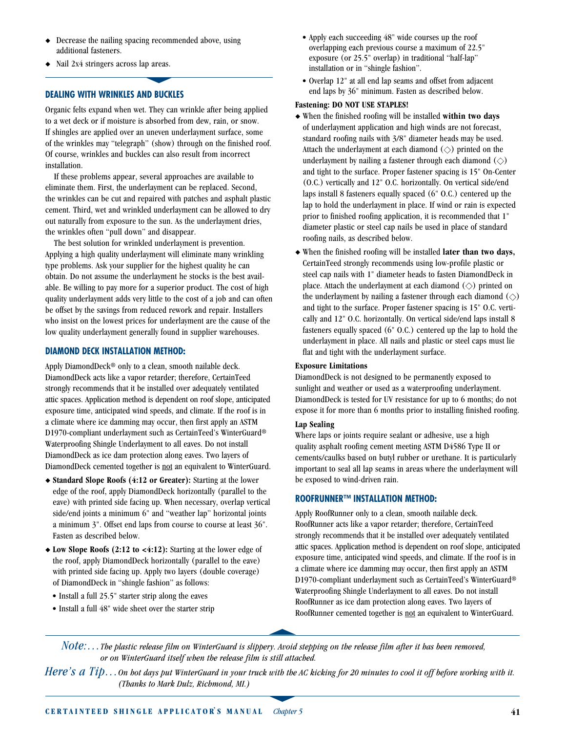- Decrease the nailing spacing recommended above, using additional fasteners.
- Nail 2x4 stringers across lap areas.

### DEALING WITH WRINKLES AND BUCKLES

Organic felts expand when wet. They can wrinkle after being applied to a wet deck or if moisture is absorbed from dew, rain, or snow. If shingles are applied over an uneven underlayment surface, some of the wrinkles may "telegraph" (show) through on the finished roof. Of course, wrinkles and buckles can also result from incorrect installation.

If these problems appear, several approaches are available to eliminate them. First, the underlayment can be replaced. Second, the wrinkles can be cut and repaired with patches and asphalt plastic cement. Third, wet and wrinkled underlayment can be allowed to dry out naturally from exposure to the sun. As the underlayment dries, the wrinkles often "pull down" and disappear.

The best solution for wrinkled underlayment is prevention. Applying a high quality underlayment will eliminate many wrinkling type problems. Ask your supplier for the highest quality he can obtain. Do not assume the underlayment he stocks is the best available. Be willing to pay more for a superior product. The cost of high quality underlayment adds very little to the cost of a job and can often be offset by the savings from reduced rework and repair. Installers who insist on the lowest prices for underlayment are the cause of the low quality underlayment generally found in supplier warehouses.

### DIAMOND DECK INSTALLATION METHOD:

Apply DiamondDeck® only to a clean, smooth nailable deck. DiamondDeck acts like a vapor retarder; therefore, CertainTeed strongly recommends that it be installed over adequately ventilated attic spaces. Application method is dependent on roof slope, anticipated exposure time, anticipated wind speeds, and climate. If the roof is in a climate where ice damming may occur, then first apply an ASTM D1970-compliant underlayment such as CertainTeed's WinterGuard® Waterproofing Shingle Underlayment to all eaves. Do not install DiamondDeck as ice dam protection along eaves. Two layers of DiamondDeck cemented together is not an equivalent to WinterGuard.

- **Standard Slope Roofs (4:12 or Greater):** Starting at the lower edge of the roof, apply DiamondDeck horizontally (parallel to the eave) with printed side facing up. When necessary, overlap vertical side/end joints a minimum 6" and "weather lap" horizontal joints a minimum 3". Offset end laps from course to course at least 36". Fasten as described below.
- **Low Slope Roofs (2:12 to <4:12):** Starting at the lower edge of the roof, apply DiamondDeck horizontally (parallel to the eave) with printed side facing up. Apply two layers (double coverage) of DiamondDeck in "shingle fashion" as follows:
  - Install a full 25.5" starter strip along the eaves
  - Install a full 48" wide sheet over the starter strip
  - Apply each succeeding 48" wide courses up the roof overlapping each previous course a maximum of 22.5" exposure (or 25.5" overlap) in traditional "half-lap" installation or in "shingle fashion".
  - Overlap 12" at all end lap seams and offset from adjacent end laps by 36" minimum. Fasten as described below.

**Fastening: DO NOT USE STAPLES!**

- When the finished roofing will be installed **within two days** of underlayment application and high winds are not forecast, standard roofing nails with 3/8" diameter heads may be used. Attach the underlayment at each diamond (◇) printed on the underlayment by nailing a fastener through each diamond (◇) and tight to the surface. Proper fastener spacing is 15" On-Center (O.C.) vertically and 12" O.C. horizontally. On vertical side/end laps install 8 fasteners equally spaced (6" O.C.) centered up the lap to hold the underlayment in place. If wind or rain is expected prior to finished roofing application, it is recommended that 1" diameter plastic or steel cap nails be used in place of standard roofing nails, as described below.
- When the finished roofing will be installed **later than two days,** CertainTeed strongly recommends using low-profile plastic or steel cap nails with 1" diameter heads to fasten DiamondDeck in place. Attach the underlayment at each diamond (◇) printed on the underlayment by nailing a fastener through each diamond (◇) and tight to the surface. Proper fastener spacing is 15" O.C. vertically and 12" O.C. horizontally. On vertical side/end laps install 8 fasteners equally spaced (6" O.C.) centered up the lap to hold the underlayment in place. All nails and plastic or steel caps must lie flat and tight with the underlayment surface.

**Exposure Limitations**

DiamondDeck is not designed to be permanently exposed to sunlight and weather or used as a waterproofing underlayment. DiamondDeck is tested for UV resistance for up to 6 months; do not expose it for more than 6 months prior to installing finished roofing.

**Lap Sealing**

Where laps or joints require sealant or adhesive, use a high quality asphalt roofing cement meeting ASTM D4586 Type II or cements/caulks based on butyl rubber or urethane. It is particularly important to seal all lap seams in areas where the underlayment will be exposed to wind-driven rain.

### ROOFRUNNER™ INSTALLATION METHOD:

Apply RoofRunner only to a clean, smooth nailable deck. RoofRunner acts like a vapor retarder; therefore, CertainTeed strongly recommends that it be installed over adequately ventilated attic spaces. Application method is dependent on roof slope, anticipated exposure time, anticipated wind speeds, and climate. If the roof is in a climate where ice damming may occur, then first apply an ASTM D1970-compliant underlayment such as CertainTeed's WinterGuard® Waterproofing Shingle Underlayment to all eaves. Do not install RoofRunner as ice dam protection along eaves. Two layers of RoofRunner cemented together is not an equivalent to WinterGuard.

*Note:... The plastic release film on WinterGuard is slippery. Avoid stepping on the release film after it has been removed, or on WinterGuard itself when the release film is still attached.*

*Here's a Tip... On hot days put WinterGuard in your truck with the AC kicking for 20 minutes to cool it off before working with it. (Thanks to Mark Dulz, Richmond, MI.)*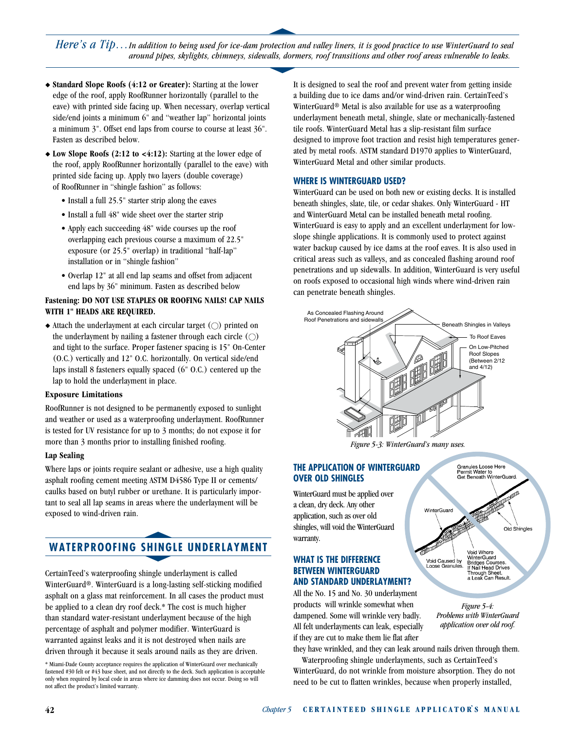*Here's a Tip…* *In addition to being used for ice-dam protection and valley liners, it is good practice to use WinterGuard to seal around pipes, skylights, chimneys, sidewalls, dormers, roof transitions and other roof areas vulnerable to leaks.*

- **Standard Slope Roofs (4:12 or Greater):** Starting at the lower edge of the roof, apply RoofRunner horizontally (parallel to the eave) with printed side facing up. When necessary, overlap vertical side/end joints a minimum 6" and "weather lap" horizontal joints a minimum 3". Offset end laps from course to course at least 36". Fasten as described below.
- **Low Slope Roofs (2:12 to <4:12):** Starting at the lower edge of the roof, apply RoofRunner horizontally (parallel to the eave) with printed side facing up. Apply two layers (double coverage) of RoofRunner in "shingle fashion" as follows:
  - Install a full 25.5" starter strip along the eaves
  - Install a full 48" wide sheet over the starter strip
  - Apply each succeeding 48" wide courses up the roof overlapping each previous course a maximum of 22.5" exposure (or 25.5" overlap) in traditional "half-lap" installation or in "shingle fashion"
  - Overlap 12" at all end lap seams and offset from adjacent end laps by 36" minimum. Fasten as described below

**Fastening: DO NOT USE STAPLES OR ROOFING NAILS! CAP NAILS WITH 1" HEADS ARE REQUIRED.**

- Attach the underlayment at each circular target (◯) printed on the underlayment by nailing a fastener through each circle (◯) and tight to the surface. Proper fastener spacing is 15" On-Center (O.C.) vertically and 12" O.C. horizontally. On vertical side/end laps install 8 fasteners equally spaced (6" O.C.) centered up the lap to hold the underlayment in place.

**Exposure Limitations**

RoofRunner is not designed to be permanently exposed to sunlight and weather or used as a waterproofing underlayment. RoofRunner is tested for UV resistance for up to 3 months; do not expose it for more than 3 months prior to installing finished roofing.

**Lap Sealing**

Where laps or joints require sealant or adhesive, use a high quality asphalt roofing cement meeting ASTM D4586 Type II or cements/caulks based on butyl rubber or urethane. It is particularly important to seal all lap seams in areas where the underlayment will be exposed to wind-driven rain.

## WATERPROOFING SHINGLE UNDERLAYMENT

CertainTeed's waterproofing shingle underlayment is called WinterGuard®. WinterGuard is a long-lasting self-sticking modified asphalt on a glass mat reinforcement. In all cases the product must be applied to a clean dry roof deck.* The cost is much higher than standard water-resistant underlayment because of the high percentage of asphalt and polymer modifier. WinterGuard is warranted against leaks and it is not destroyed when nails are driven through it because it seals around nails as they are driven. It is designed to seal the roof and prevent water from getting inside a building due to ice dams and/or wind-driven rain. CertainTeed's WinterGuard® Metal is also available for use as a waterproofing underlayment beneath metal, shingle, slate or mechanically-fastened tile roofs. WinterGuard Metal has a slip-resistant film surface designed to improve foot traction and resist high temperatures generated by metal roofs. ASTM standard D1970 applies to WinterGuard, WinterGuard Metal and other similar products.

\* Miami-Dade County acceptance requires the application of WinterGuard over mechanically fastened #30 felt or #43 base sheet, and not directly to the deck. Such application is acceptable only when required by local code in areas where ice damming does not occur. Doing so will not affect the product's limited warranty.

### WHERE IS WINTERGUARD USED?

WinterGuard can be used on both new or existing decks. It is installed beneath shingles, slate, tile, or cedar shakes. Only WinterGuard - HT and WinterGuard Metal can be installed beneath metal roofing. WinterGuard is easy to apply and an excellent underlayment for low-slope shingle applications. It is commonly used to protect against water backup caused by ice dams at the roof eaves. It is also used in critical areas such as valleys, and as concealed flashing around roof penetrations and up sidewalls. In addition, WinterGuard is very useful on roofs exposed to occasional high winds where wind-driven rain can penetrate beneath shingles.

As Concealed Flashing Around Roof Penetrations and sidewalls
Beneath Shingles in Valleys
To Roof Eaves
On Low-Pitched Roof Slopes (Between 2/12 and 4/12)

*Figure 5-3: WinterGuard's many uses.*

### THE APPLICATION OF WINTERGUARD OVER OLD SHINGLES

WinterGuard must be applied over a clean, dry deck. Any other application, such as over old shingles, will void the WinterGuard warranty.

Granules Loose Here Permit Water to Get Beneath WinterGuard.
WinterGuard
Old Shingles
Void Caused by Loose Granules.
Void Where WinterGuard Bridges Courses. If Nail Head Drives Through Sheet, a Leak Can Result.

*Figure 5-4: Problems with WinterGuard application over old roof.*

### WHAT IS THE DIFFERENCE BETWEEN WINTERGUARD AND STANDARD UNDERLAYMENT?

All the No. 15 and No. 30 underlayment products will wrinkle somewhat when dampened. Some will wrinkle very badly. All felt underlayments can leak, especially if they are cut to make them lie flat after they have wrinkled, and they can leak around nails driven through them.

Waterproofing shingle underlayments, such as CertainTeed's WinterGuard, do not wrinkle from moisture absorption. They do not need to be cut to flatten wrinkles, because when properly installed,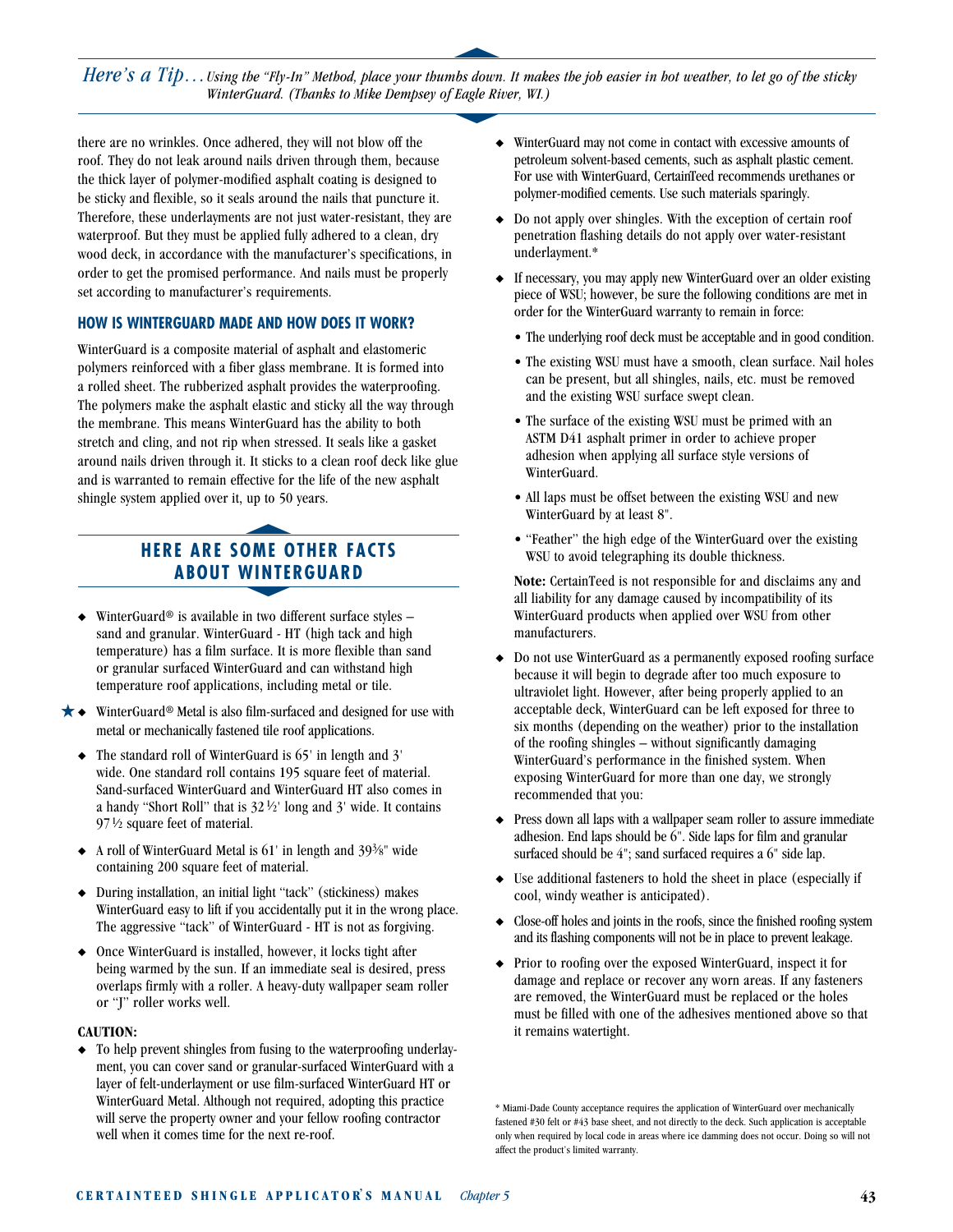*Here's a Tip... Using the "Fly-In" Method, place your thumbs down. It makes the job easier in hot weather, to let go of the sticky WinterGuard. (Thanks to Mike Dempsey of Eagle River, WI.)*

there are no wrinkles. Once adhered, they will not blow off the roof. They do not leak around nails driven through them, because the thick layer of polymer-modified asphalt coating is designed to be sticky and flexible, so it seals around the nails that puncture it. Therefore, these underlayments are not just water-resistant, they are waterproof. But they must be applied fully adhered to a clean, dry wood deck, in accordance with the manufacturer's specifications, in order to get the promised performance. And nails must be properly set according to manufacturer's requirements.

### HOW IS WINTERGUARD MADE AND HOW DOES IT WORK?

WinterGuard is a composite material of asphalt and elastomeric polymers reinforced with a fiber glass membrane. It is formed into a rolled sheet. The rubberized asphalt provides the waterproofing. The polymers make the asphalt elastic and sticky all the way through the membrane. This means WinterGuard has the ability to both stretch and cling, and not rip when stressed. It seals like a gasket around nails driven through it. It sticks to a clean roof deck like glue and is warranted to remain effective for the life of the new asphalt shingle system applied over it, up to 50 years.

## HERE ARE SOME OTHER FACTS ABOUT WINTERGUARD

- WinterGuard® is available in two different surface styles – sand and granular. WinterGuard - HT (high tack and high temperature) has a film surface. It is more flexible than sand or granular surfaced WinterGuard and can withstand high temperature roof applications, including metal or tile.
- ★ WinterGuard® Metal is also film-surfaced and designed for use with metal or mechanically fastened tile roof applications.
- The standard roll of WinterGuard is 65' in length and 3' wide. One standard roll contains 195 square feet of material. Sand-surfaced WinterGuard and WinterGuard HT also comes in a handy "Short Roll" that is 32½' long and 3' wide. It contains 97½ square feet of material.
- A roll of WinterGuard Metal is 61' in length and 39⅜" wide containing 200 square feet of material.
- During installation, an initial light "tack" (stickiness) makes WinterGuard easy to lift if you accidentally put it in the wrong place. The aggressive "tack" of WinterGuard - HT is not as forgiving.
- Once WinterGuard is installed, however, it locks tight after being warmed by the sun. If an immediate seal is desired, press overlaps firmly with a roller. A heavy-duty wallpaper seam roller or "J" roller works well.

**CAUTION:**

- To help prevent shingles from fusing to the waterproofing underlayment, you can cover sand or granular-surfaced WinterGuard with a layer of felt-underlayment or use film-surfaced WinterGuard HT or WinterGuard Metal. Although not required, adopting this practice will serve the property owner and your fellow roofing contractor well when it comes time for the next re-roof.
- WinterGuard may not come in contact with excessive amounts of petroleum solvent-based cements, such as asphalt plastic cement. For use with WinterGuard, CertainTeed recommends urethanes or polymer-modified cements. Use such materials sparingly.
- Do not apply over shingles. With the exception of certain roof penetration flashing details do not apply over water-resistant underlayment.*
- If necessary, you may apply new WinterGuard over an older existing piece of WSU; however, be sure the following conditions are met in order for the WinterGuard warranty to remain in force:
  - The underlying roof deck must be acceptable and in good condition.
  - The existing WSU must have a smooth, clean surface. Nail holes can be present, but all shingles, nails, etc. must be removed and the existing WSU surface swept clean.
  - The surface of the existing WSU must be primed with an ASTM D41 asphalt primer in order to achieve proper adhesion when applying all surface style versions of WinterGuard.
  - All laps must be offset between the existing WSU and new WinterGuard by at least 8".
  - "Feather" the high edge of the WinterGuard over the existing WSU to avoid telegraphing its double thickness.

  **Note:** CertainTeed is not responsible for and disclaims any and all liability for any damage caused by incompatibility of its WinterGuard products when applied over WSU from other manufacturers.
- Do not use WinterGuard as a permanently exposed roofing surface because it will begin to degrade after too much exposure to ultraviolet light. However, after being properly applied to an acceptable deck, WinterGuard can be left exposed for three to six months (depending on the weather) prior to the installation of the roofing shingles – without significantly damaging WinterGuard's performance in the finished system. When exposing WinterGuard for more than one day, we strongly recommended that you:
- Press down all laps with a wallpaper seam roller to assure immediate adhesion. End laps should be 6". Side laps for film and granular surfaced should be 4"; sand surfaced requires a 6" side lap.
- Use additional fasteners to hold the sheet in place (especially if cool, windy weather is anticipated).
- Close-off holes and joints in the roofs, since the finished roofing system and its flashing components will not be in place to prevent leakage.
- Prior to roofing over the exposed WinterGuard, inspect it for damage and replace or recover any worn areas. If any fasteners are removed, the WinterGuard must be replaced or the holes must be filled with one of the adhesives mentioned above so that it remains watertight.

* Miami-Dade County acceptance requires the application of WinterGuard over mechanically fastened #30 felt or #43 base sheet, and not directly to the deck. Such application is acceptable only when required by local code in areas where ice damming does not occur. Doing so will not affect the product's limited warranty.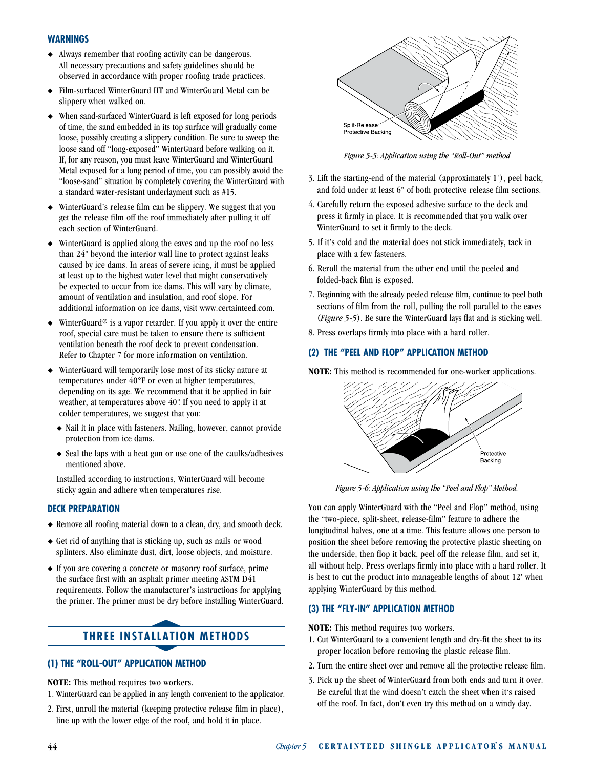## WARNINGS

- Always remember that roofing activity can be dangerous. All necessary precautions and safety guidelines should be observed in accordance with proper roofing trade practices.
- Film-surfaced WinterGuard HT and WinterGuard Metal can be slippery when walked on.
- When sand-surfaced WinterGuard is left exposed for long periods of time, the sand embedded in its top surface will gradually come loose, possibly creating a slippery condition. Be sure to sweep the loose sand off "long-exposed" WinterGuard before walking on it. If, for any reason, you must leave WinterGuard and WinterGuard Metal exposed for a long period of time, you can possibly avoid the "loose-sand" situation by completely covering the WinterGuard with a standard water-resistant underlayment such as #15.
- WinterGuard's release film can be slippery. We suggest that you get the release film off the roof immediately after pulling it off each section of WinterGuard.
- WinterGuard is applied along the eaves and up the roof no less than 24" beyond the interior wall line to protect against leaks caused by ice dams. In areas of severe icing, it must be applied at least up to the highest water level that might conservatively be expected to occur from ice dams. This will vary by climate, amount of ventilation and insulation, and roof slope. For additional information on ice dams, visit www.certainteed.com.
- WinterGuard® is a vapor retarder. If you apply it over the entire roof, special care must be taken to ensure there is sufficient ventilation beneath the roof deck to prevent condensation. Refer to Chapter 7 for more information on ventilation.
- WinterGuard will temporarily lose most of its sticky nature at temperatures under 40°F or even at higher temperatures, depending on its age. We recommend that it be applied in fair weather, at temperatures above 40°. If you need to apply it at colder temperatures, we suggest that you:
  - Nail it in place with fasteners. Nailing, however, cannot provide protection from ice dams.
  - Seal the laps with a heat gun or use one of the caulks/adhesives mentioned above.

  Installed according to instructions, WinterGuard will become sticky again and adhere when temperatures rise.

## DECK PREPARATION

- Remove all roofing material down to a clean, dry, and smooth deck.
- Get rid of anything that is sticking up, such as nails or wood splinters. Also eliminate dust, dirt, loose objects, and moisture.
- If you are covering a concrete or masonry roof surface, prime the surface first with an asphalt primer meeting ASTM D41 requirements. Follow the manufacturer's instructions for applying the primer. The primer must be dry before installing WinterGuard.

## THREE INSTALLATION METHODS

### (1) THE "ROLL-OUT" APPLICATION METHOD

**NOTE:** This method requires two workers.

1. WinterGuard can be applied in any length convenient to the applicator.
2. First, unroll the material (keeping protective release film in place), line up with the lower edge of the roof, and hold it in place.

Split-Release Protective Backing

*Figure 5-5: Application using the "Roll-Out" method*

3. Lift the starting-end of the material (approximately 1'), peel back, and fold under at least 6" of both protective release film sections.
4. Carefully return the exposed adhesive surface to the deck and press it firmly in place. It is recommended that you walk over WinterGuard to set it firmly to the deck.
5. If it's cold and the material does not stick immediately, tack in place with a few fasteners.
6. Reroll the material from the other end until the peeled and folded-back film is exposed.
7. Beginning with the already peeled release film, continue to peel both sections of film from the roll, pulling the roll parallel to the eaves (*Figure 5-5*). Be sure the WinterGuard lays flat and is sticking well.
8. Press overlaps firmly into place with a hard roller.

### (2) THE "PEEL AND FLOP" APPLICATION METHOD

**NOTE:** This method is recommended for one-worker applications.

Protective Backing

*Figure 5-6: Application using the "Peel and Flop" Method.*

You can apply WinterGuard with the "Peel and Flop" method, using the "two-piece, split-sheet, release-film" feature to adhere the longitudinal halves, one at a time. This feature allows one person to position the sheet before removing the protective plastic sheeting on the underside, then flop it back, peel off the release film, and set it, all without help. Press overlaps firmly into place with a hard roller. It is best to cut the product into manageable lengths of about 12' when applying WinterGuard by this method.

### (3) THE "FLY-IN" APPLICATION METHOD

**NOTE:** This method requires two workers.

1. Cut WinterGuard to a convenient length and dry-fit the sheet to its proper location before removing the plastic release film.
2. Turn the entire sheet over and remove all the protective release film.
3. Pick up the sheet of WinterGuard from both ends and turn it over. Be careful that the wind doesn't catch the sheet when it's raised off the roof. In fact, don't even try this method on a windy day.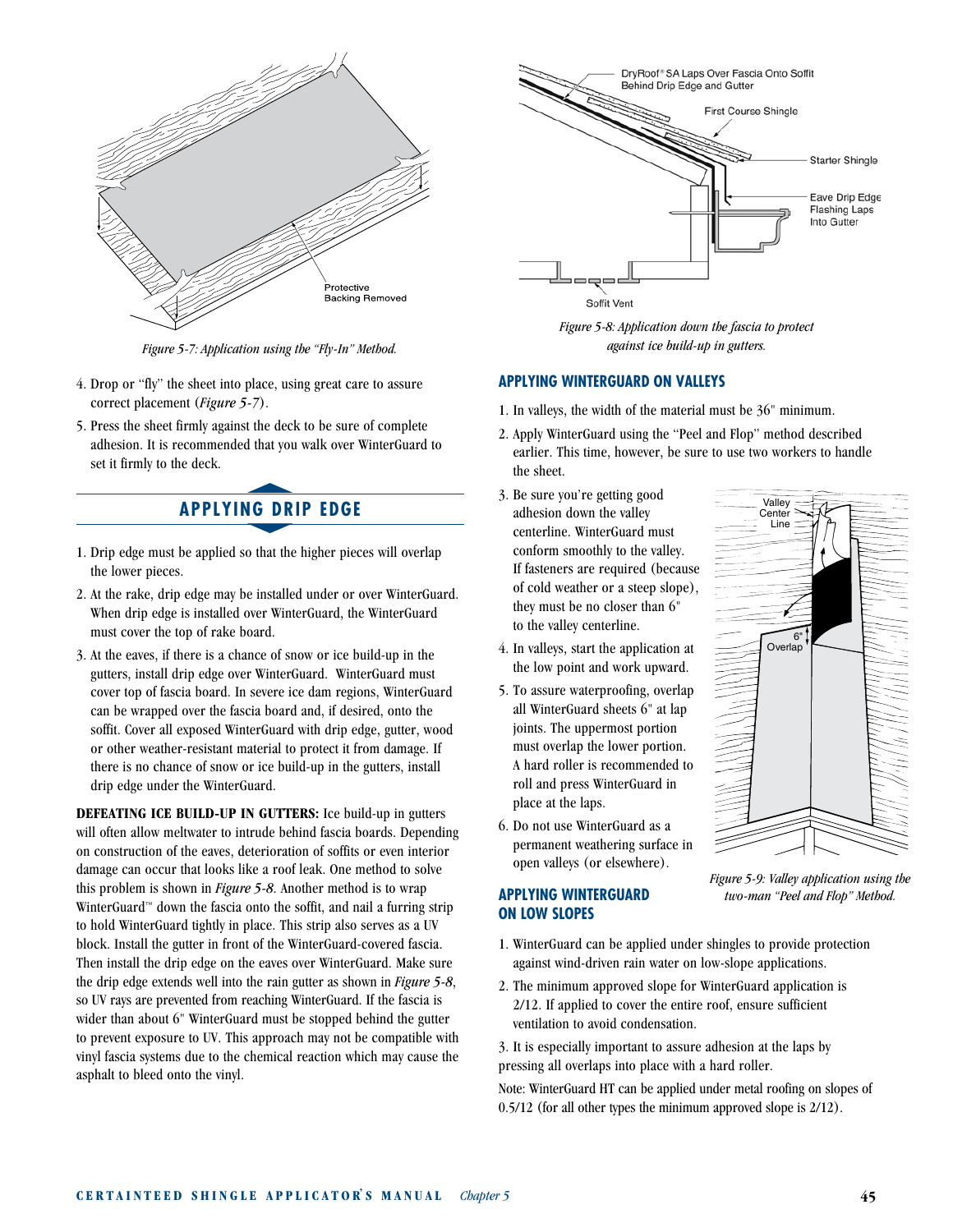*Figure 5-7: Application using the "Fly-In" Method.*

4. Drop or "fly" the sheet into place, using great care to assure correct placement (*Figure 5-7*).
5. Press the sheet firmly against the deck to be sure of complete adhesion. It is recommended that you walk over WinterGuard to set it firmly to the deck.

## APPLYING DRIP EDGE

1. Drip edge must be applied so that the higher pieces will overlap the lower pieces.
2. At the rake, drip edge may be installed under or over WinterGuard. When drip edge is installed over WinterGuard, the WinterGuard must cover the top of rake board.
3. At the eaves, if there is a chance of snow or ice build-up in the gutters, install drip edge over WinterGuard. WinterGuard must cover top of fascia board. In severe ice dam regions, WinterGuard can be wrapped over the fascia board and, if desired, onto the soffit. Cover all exposed WinterGuard with drip edge, gutter, wood or other weather-resistant material to protect it from damage. If there is no chance of snow or ice build-up in the gutters, install drip edge under the WinterGuard.

**DEFEATING ICE BUILD-UP IN GUTTERS:** Ice build-up in gutters will often allow meltwater to intrude behind fascia boards. Depending on construction of the eaves, deterioration of soffits or even interior damage can occur that looks like a roof leak. One method to solve this problem is shown in *Figure 5-8*. Another method is to wrap WinterGuard™ down the fascia onto the soffit, and nail a furring strip to hold WinterGuard tightly in place. This strip also serves as a UV block. Install the gutter in front of the WinterGuard-covered fascia. Then install the drip edge on the eaves over WinterGuard. Make sure the drip edge extends well into the rain gutter as shown in *Figure 5-8*, so UV rays are prevented from reaching WinterGuard. If the fascia is wider than about 6" WinterGuard must be stopped behind the gutter to prevent exposure to UV. This approach may not be compatible with vinyl fascia systems due to the chemical reaction which may cause the asphalt to bleed onto the vinyl.

*Figure 5-8: Application down the fascia to protect against ice build-up in gutters.*

### APPLYING WINTERGUARD ON VALLEYS

1. In valleys, the width of the material must be 36" minimum.
2. Apply WinterGuard using the "Peel and Flop" method described earlier. This time, however, be sure to use two workers to handle the sheet.
3. Be sure you're getting good adhesion down the valley centerline. WinterGuard must conform smoothly to the valley. If fasteners are required (because of cold weather or a steep slope), they must be no closer than 6" to the valley centerline.
4. In valleys, start the application at the low point and work upward.
5. To assure waterproofing, overlap all WinterGuard sheets 6" at lap joints. The uppermost portion must overlap the lower portion. A hard roller is recommended to roll and press WinterGuard in place at the laps.
6. Do not use WinterGuard as a permanent weathering surface in open valleys (or elsewhere).

*Figure 5-9: Valley application using the two-man "Peel and Flop" Method.*

### APPLYING WINTERGUARD ON LOW SLOPES

1. WinterGuard can be applied under shingles to provide protection against wind-driven rain water on low-slope applications.
2. The minimum approved slope for WinterGuard application is 2/12. If applied to cover the entire roof, ensure sufficient ventilation to avoid condensation.

3. It is especially important to assure adhesion at the laps by pressing all overlaps into place with a hard roller.

Note: WinterGuard HT can be applied under metal roofing on slopes of 0.5/12 (for all other types the minimum approved slope is 2/12).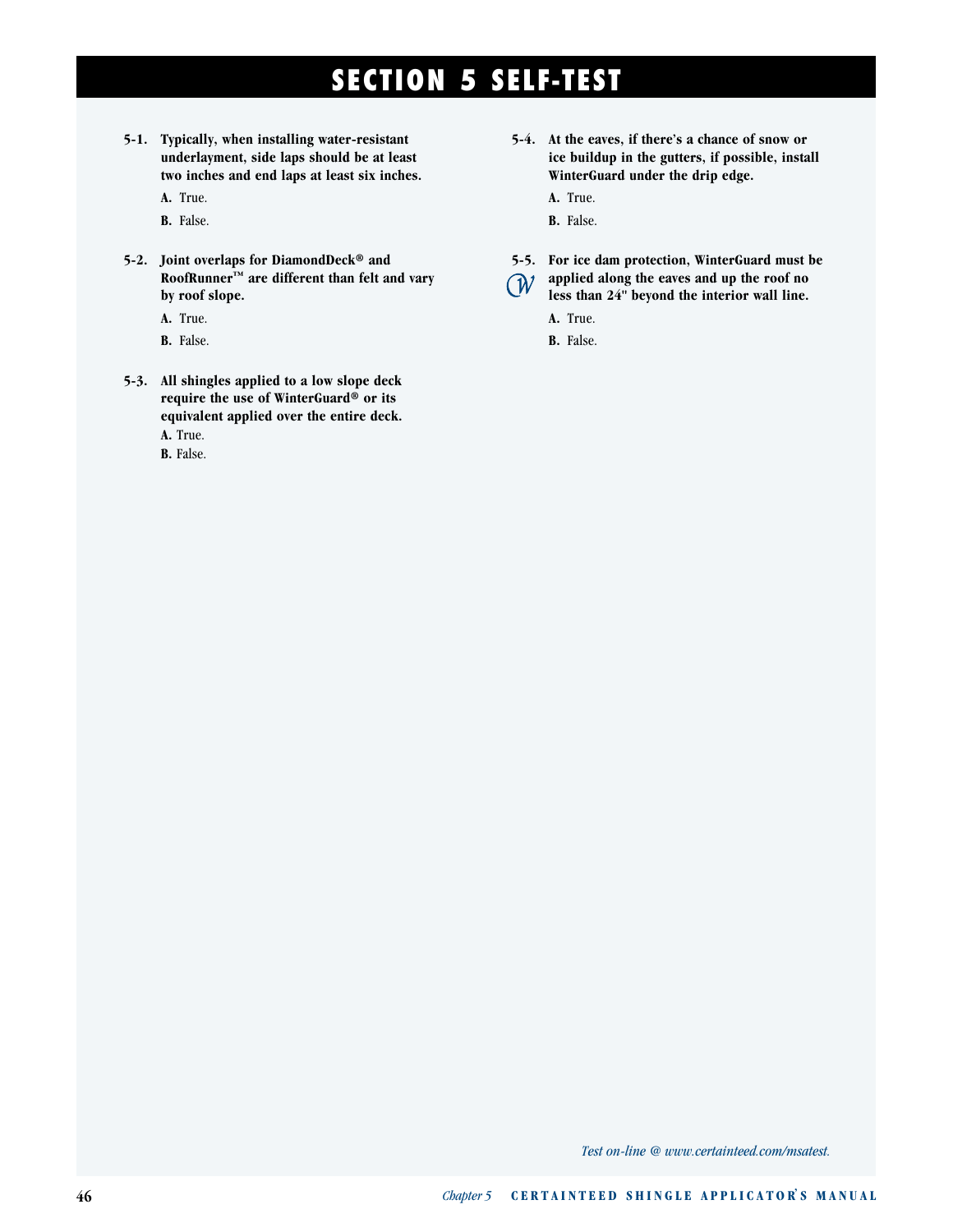# SECTION 5 SELF-TEST

**5-1. Typically, when installing water-resistant underlayment, side laps should be at least two inches and end laps at least six inches.**

**A.** True.

**B.** False.

**5-2. Joint overlaps for DiamondDeck® and RoofRunner™ are different than felt and vary by roof slope.**

**A.** True.

**B.** False.

**5-3. All shingles applied to a low slope deck require the use of WinterGuard® or its equivalent applied over the entire deck.**

**A.** True.

**B.** False.

**5-4. At the eaves, if there's a chance of snow or ice buildup in the gutters, if possible, install WinterGuard under the drip edge.**

**A.** True.

**B.** False.

**5-5. For ice dam protection, WinterGuard must be applied along the eaves and up the roof no less than 24" beyond the interior wall line.**

**A.** True.

**B.** False.

*Test on-line @ www.certainteed.com/msatest.*